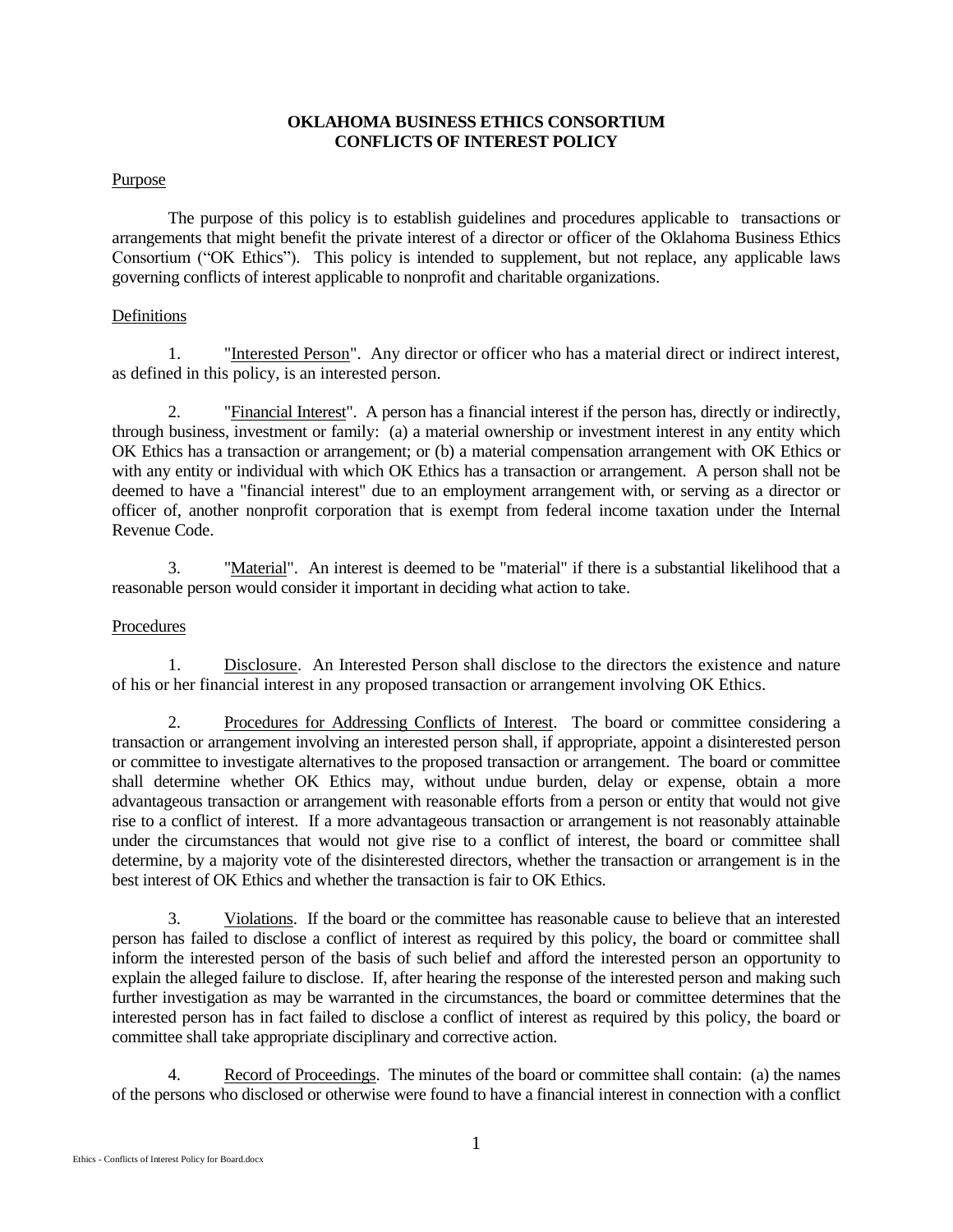# OKLAHOMA BUSINESS ETHICS CONSORTIUM
# CONFLICTS OF INTEREST POLICY

## Purpose

The purpose of this policy is to establish guidelines and procedures applicable to transactions or arrangements that might benefit the private interest of a director or officer of the Oklahoma Business Ethics Consortium ("OK Ethics"). This policy is intended to supplement, but not replace, any applicable laws governing conflicts of interest applicable to nonprofit and charitable organizations.

## Definitions

1. "Interested Person". Any director or officer who has a material direct or indirect interest, as defined in this policy, is an interested person.

2. "Financial Interest". A person has a financial interest if the person has, directly or indirectly, through business, investment or family: (a) a material ownership or investment interest in any entity which OK Ethics has a transaction or arrangement; or (b) a material compensation arrangement with OK Ethics or with any entity or individual with which OK Ethics has a transaction or arrangement. A person shall not be deemed to have a "financial interest" due to an employment arrangement with, or serving as a director or officer of, another nonprofit corporation that is exempt from federal income taxation under the Internal Revenue Code.

3. "Material". An interest is deemed to be "material" if there is a substantial likelihood that a reasonable person would consider it important in deciding what action to take.

## Procedures

1. Disclosure. An Interested Person shall disclose to the directors the existence and nature of his or her financial interest in any proposed transaction or arrangement involving OK Ethics.

2. Procedures for Addressing Conflicts of Interest. The board or committee considering a transaction or arrangement involving an interested person shall, if appropriate, appoint a disinterested person or committee to investigate alternatives to the proposed transaction or arrangement. The board or committee shall determine whether OK Ethics may, without undue burden, delay or expense, obtain a more advantageous transaction or arrangement with reasonable efforts from a person or entity that would not give rise to a conflict of interest. If a more advantageous transaction or arrangement is not reasonably attainable under the circumstances that would not give rise to a conflict of interest, the board or committee shall determine, by a majority vote of the disinterested directors, whether the transaction or arrangement is in the best interest of OK Ethics and whether the transaction is fair to OK Ethics.

3. Violations. If the board or the committee has reasonable cause to believe that an interested person has failed to disclose a conflict of interest as required by this policy, the board or committee shall inform the interested person of the basis of such belief and afford the interested person an opportunity to explain the alleged failure to disclose. If, after hearing the response of the interested person and making such further investigation as may be warranted in the circumstances, the board or committee determines that the interested person has in fact failed to disclose a conflict of interest as required by this policy, the board or committee shall take appropriate disciplinary and corrective action.

4. Record of Proceedings. The minutes of the board or committee shall contain: (a) the names of the persons who disclosed or otherwise were found to have a financial interest in connection with a conflict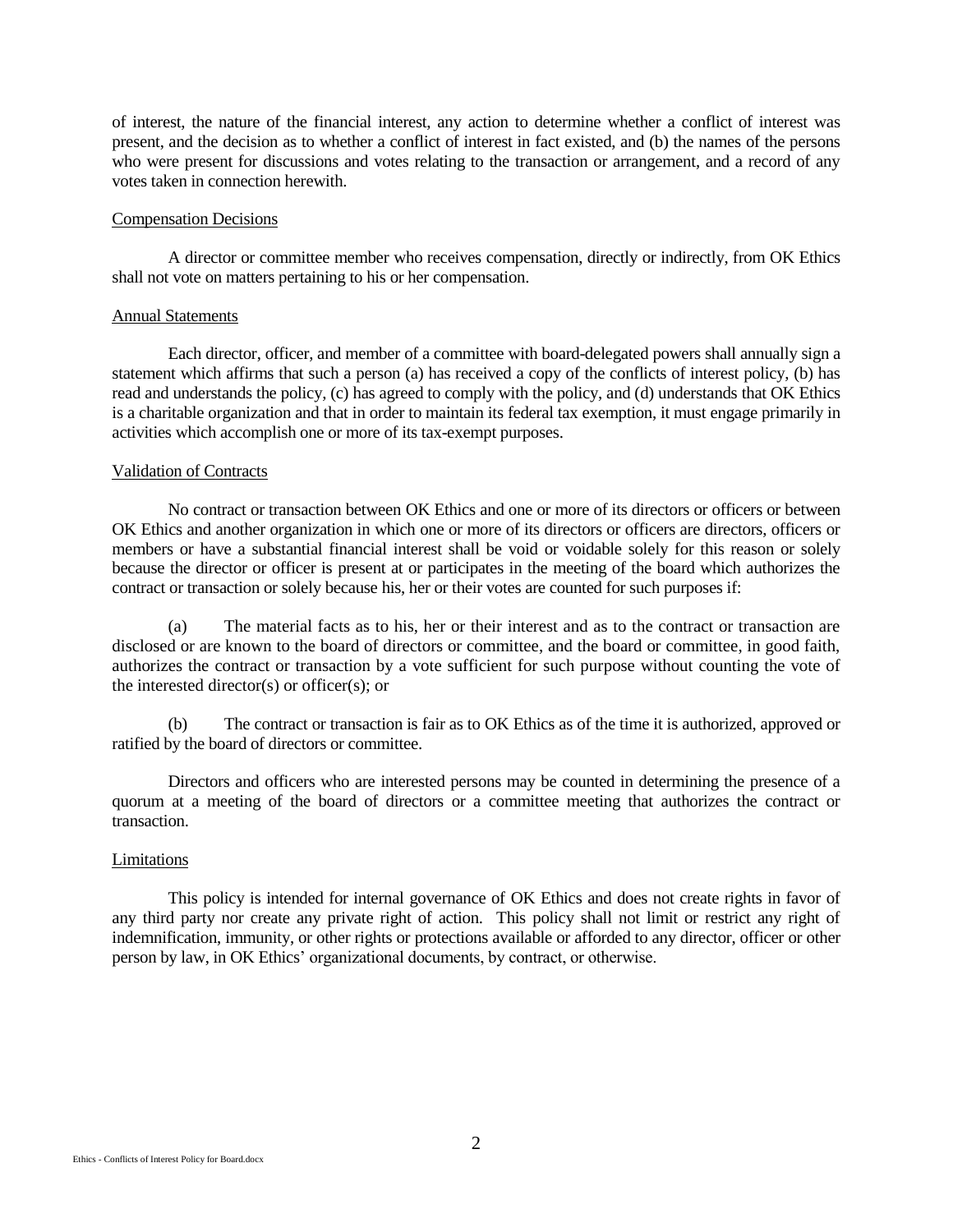of interest, the nature of the financial interest, any action to determine whether a conflict of interest was present, and the decision as to whether a conflict of interest in fact existed, and (b) the names of the persons who were present for discussions and votes relating to the transaction or arrangement, and a record of any votes taken in connection herewith.

<u>Compensation Decisions</u>

A director or committee member who receives compensation, directly or indirectly, from OK Ethics shall not vote on matters pertaining to his or her compensation.

<u>Annual Statements</u>

Each director, officer, and member of a committee with board-delegated powers shall annually sign a statement which affirms that such a person (a) has received a copy of the conflicts of interest policy, (b) has read and understands the policy, (c) has agreed to comply with the policy, and (d) understands that OK Ethics is a charitable organization and that in order to maintain its federal tax exemption, it must engage primarily in activities which accomplish one or more of its tax-exempt purposes.

<u>Validation of Contracts</u>

No contract or transaction between OK Ethics and one or more of its directors or officers or between OK Ethics and another organization in which one or more of its directors or officers are directors, officers or members or have a substantial financial interest shall be void or voidable solely for this reason or solely because the director or officer is present at or participates in the meeting of the board which authorizes the contract or transaction or solely because his, her or their votes are counted for such purposes if:

(a) The material facts as to his, her or their interest and as to the contract or transaction are disclosed or are known to the board of directors or committee, and the board or committee, in good faith, authorizes the contract or transaction by a vote sufficient for such purpose without counting the vote of the interested director(s) or officer(s); or

(b) The contract or transaction is fair as to OK Ethics as of the time it is authorized, approved or ratified by the board of directors or committee.

Directors and officers who are interested persons may be counted in determining the presence of a quorum at a meeting of the board of directors or a committee meeting that authorizes the contract or transaction.

<u>Limitations</u>

This policy is intended for internal governance of OK Ethics and does not create rights in favor of any third party nor create any private right of action. This policy shall not limit or restrict any right of indemnification, immunity, or other rights or protections available or afforded to any director, officer or other person by law, in OK Ethics' organizational documents, by contract, or otherwise.